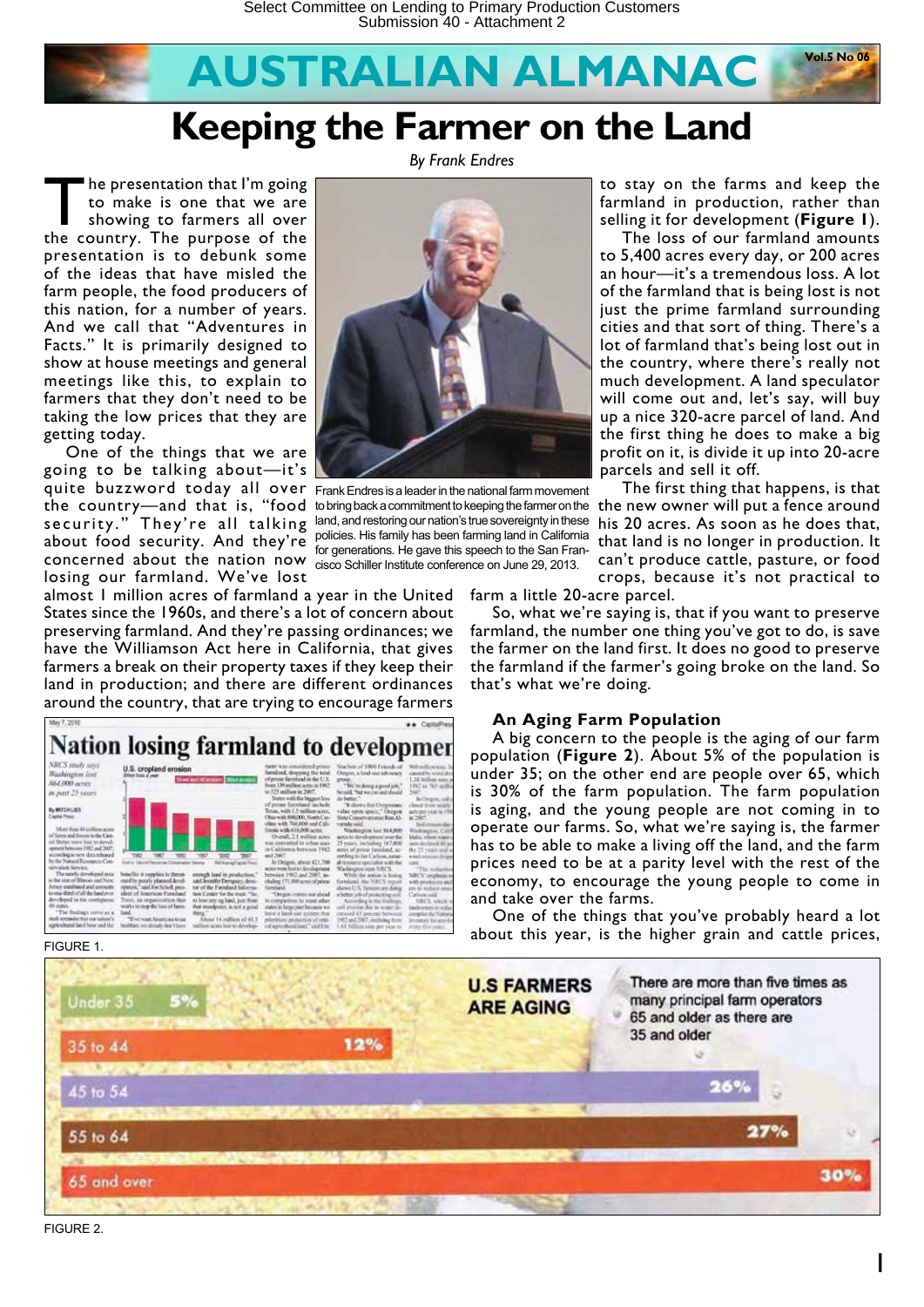Select Committee on Lending to Primary Production Customers
Submission 40 - Attachment 2

# AUSTRALIAN ALMANAC

Vol.5 No 06

# Keeping the Farmer on the Land

*By Frank Endres*

The presentation that I'm going to make is one that we are showing to farmers all over the country. The purpose of the presentation is to debunk some of the ideas that have misled the farm people, the food producers of this nation, for a number of years. And we call that "Adventures in Facts." It is primarily designed to show at house meetings and general meetings like this, to explain to farmers that they don't need to be taking the low prices that they are getting today.

One of the things that we are going to be talking about—it's quite buzzword today all over the country—and that is, "food security." They're all talking about food security. And they're concerned about the nation now losing our farmland. We've lost almost 1 million acres of farmland a year in the United States since the 1960s, and there's a lot of concern about preserving farmland. And they're passing ordinances; we have the Williamson Act here in California, that gives farmers a break on their property taxes if they keep their land in production; and there are different ordinances around the country, that are trying to encourage farmers to stay on the farms and keep the farmland in production, rather than selling it for development (**Figure 1**).

Frank Endres is a leader in the national farm movement to bring back a commitment to keeping the farmer on the land, and restoring our nation's true sovereignty in these policies. His family has been farming land in California for generations. He gave this speech to the San Francisco Schiller Institute conference on June 29, 2013.

The loss of our farmland amounts to 5,400 acres every day, or 200 acres an hour—it's a tremendous loss. A lot of the farmland that is being lost is not just the prime farmland surrounding cities and that sort of thing. There's a lot of farmland that's being lost out in the country, where there's really not much development. A land speculator will come out and, let's say, will buy up a nice 320-acre parcel of land. And the first thing he does to make a big profit on it, is divide it up into 20-acre parcels and sell it off.

The first thing that happens, is that the new owner will put a fence around his 20 acres. As soon as he does that, that land is no longer in production. It can't produce cattle, pasture, or food crops, because it's not practical to farm a little 20-acre parcel.

So, what we're saying is, that if you want to preserve farmland, the number one thing you've got to do, is save the farmer on the land first. It does no good to preserve the farmland if the farmer's going broke on the land. So that's what we're doing.

FIGURE 1.

## An Aging Farm Population

A big concern to the people is the aging of our farm population (**Figure 2**). About 5% of the population is under 35; on the other end are people over 65, which is 30% of the farm population. The farm population is aging, and the young people are not coming in to operate our farms. So, what we're saying is, the farmer has to be able to make a living off the land, and the farm prices need to be at a parity level with the rest of the economy, to encourage the young people to come in and take over the farms.

One of the things that you've probably heard a lot about this year, is the higher grain and cattle prices,

FIGURE 2.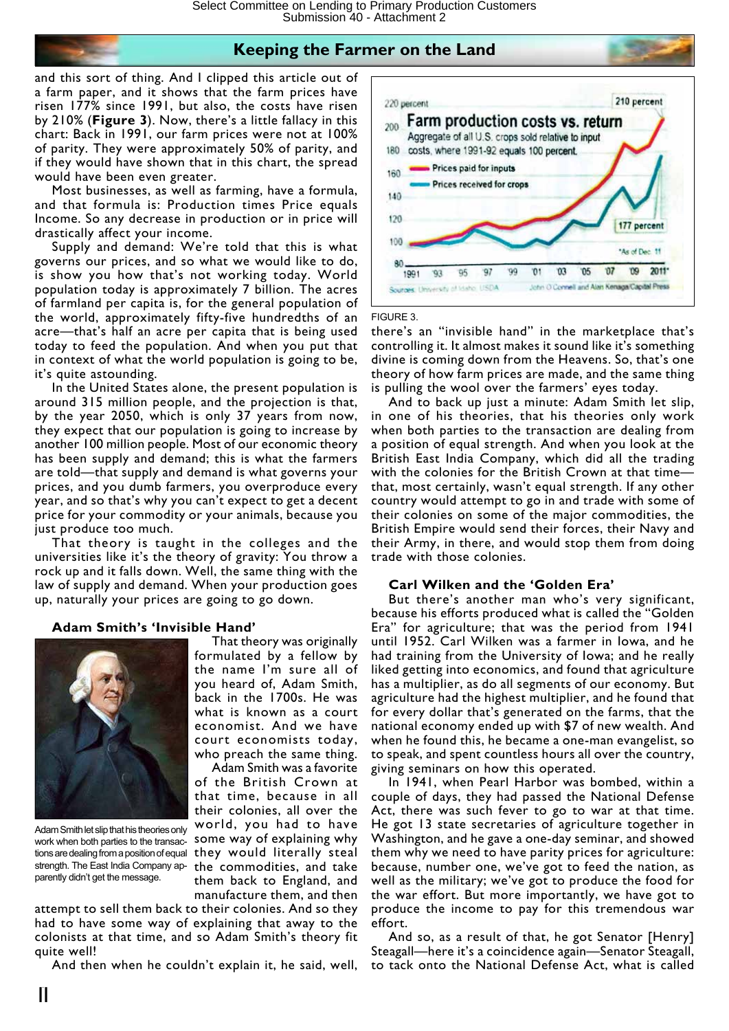## Keeping the Farmer on the Land

and this sort of thing. And I clipped this article out of a farm paper, and it shows that the farm prices have risen 177% since 1991, but also, the costs have risen by 210% (**Figure 3**). Now, there's a little fallacy in this chart: Back in 1991, our farm prices were not at 100% of parity. They were approximately 50% of parity, and if they would have shown that in this chart, the spread would have been even greater.

Most businesses, as well as farming, have a formula, and that formula is: Production times Price equals Income. So any decrease in production or in price will drastically affect your income.

Supply and demand: We're told that this is what governs our prices, and so what we would like to do, is show you how that's not working today. World population today is approximately 7 billion. The acres of farmland per capita is, for the general population of the world, approximately fifty-five hundredths of an acre—that's half an acre per capita that is being used today to feed the population. And when you put that in context of what the world population is going to be, it's quite astounding.

In the United States alone, the present population is around 315 million people, and the projection is that, by the year 2050, which is only 37 years from now, they expect that our population is going to increase by another 100 million people. Most of our economic theory has been supply and demand; this is what the farmers are told—that supply and demand is what governs your prices, and you dumb farmers, you overproduce every year, and so that's why you can't expect to get a decent price for your commodity or your animals, because you just produce too much.

That theory is taught in the colleges and the universities like it's the theory of gravity: You throw a rock up and it falls down. Well, the same thing with the law of supply and demand. When your production goes up, naturally your prices are going to go down.

### Adam Smith's 'Invisible Hand'

Adam Smith let slip that his theories only work when both parties to the transactions are dealing from a position of equal strength. The East India Company apparently didn't get the message.

That theory was originally formulated by a fellow by the name I'm sure all of you heard of, Adam Smith, back in the 1700s. He was what is known as a court economist. And we have court economists today, who preach the same thing.

Adam Smith was a favorite of the British Crown at that time, because in all their colonies, all over the world, you had to have some way of explaining why they would literally steal the commodities, and take them back to England, and manufacture them, and then attempt to sell them back to their colonies. And so they had to have some way of explaining that away to the colonists at that time, and so Adam Smith's theory fit quite well!

And then when he couldn't explain it, he said, well, there's an "invisible hand" in the marketplace that's controlling it. It almost makes it sound like it's something divine is coming down from the Heavens. So, that's one theory of how farm prices are made, and the same thing is pulling the wool over the farmers' eyes today.

And to back up just a minute: Adam Smith let slip, in one of his theories, that his theories only work when both parties to the transaction are dealing from a position of equal strength. And when you look at the British East India Company, which did all the trading with the colonies for the British Crown at that time—that, most certainly, wasn't equal strength. If any other country would attempt to go in and trade with some of their colonies on some of the major commodities, the British Empire would send their forces, their Navy and their Army, in there, and would stop them from doing trade with those colonies.

**Farm production costs vs. return**
Aggregate of all U.S. crops sold relative to input costs, where 1991-92 equals 100 percent.
Prices paid for inputs: 210 percent
Prices received for crops: 177 percent
*As of Dec. 11
Sources: University of Idaho, USDA — John O'Connell and Alan Kenaga/Capital Press

FIGURE 3.

### Carl Wilken and the 'Golden Era'

But there's another man who's very significant, because his efforts produced what is called the "Golden Era" for agriculture; that was the period from 1941 until 1952. Carl Wilken was a farmer in Iowa, and he had training from the University of Iowa; and he really liked getting into economics, and found that agriculture has a multiplier, as do all segments of our economy. But agriculture had the highest multiplier, and he found that for every dollar that's generated on the farms, that the national economy ended up with $7 of new wealth. And when he found this, he became a one-man evangelist, so to speak, and spent countless hours all over the country, giving seminars on how this operated.

In 1941, when Pearl Harbor was bombed, within a couple of days, they had passed the National Defense Act, there was such fever to go to war at that time. He got 13 state secretaries of agriculture together in Washington, and he gave a one-day seminar, and showed them why we need to have parity prices for agriculture: because, number one, we've got to feed the nation, as well as the military; we've got to produce the food for the war effort. But more importantly, we have got to produce the income to pay for this tremendous war effort.

And so, as a result of that, he got Senator [Henry] Steagall—here it's a coincidence again—Senator Steagall, to tack onto the National Defense Act, what is called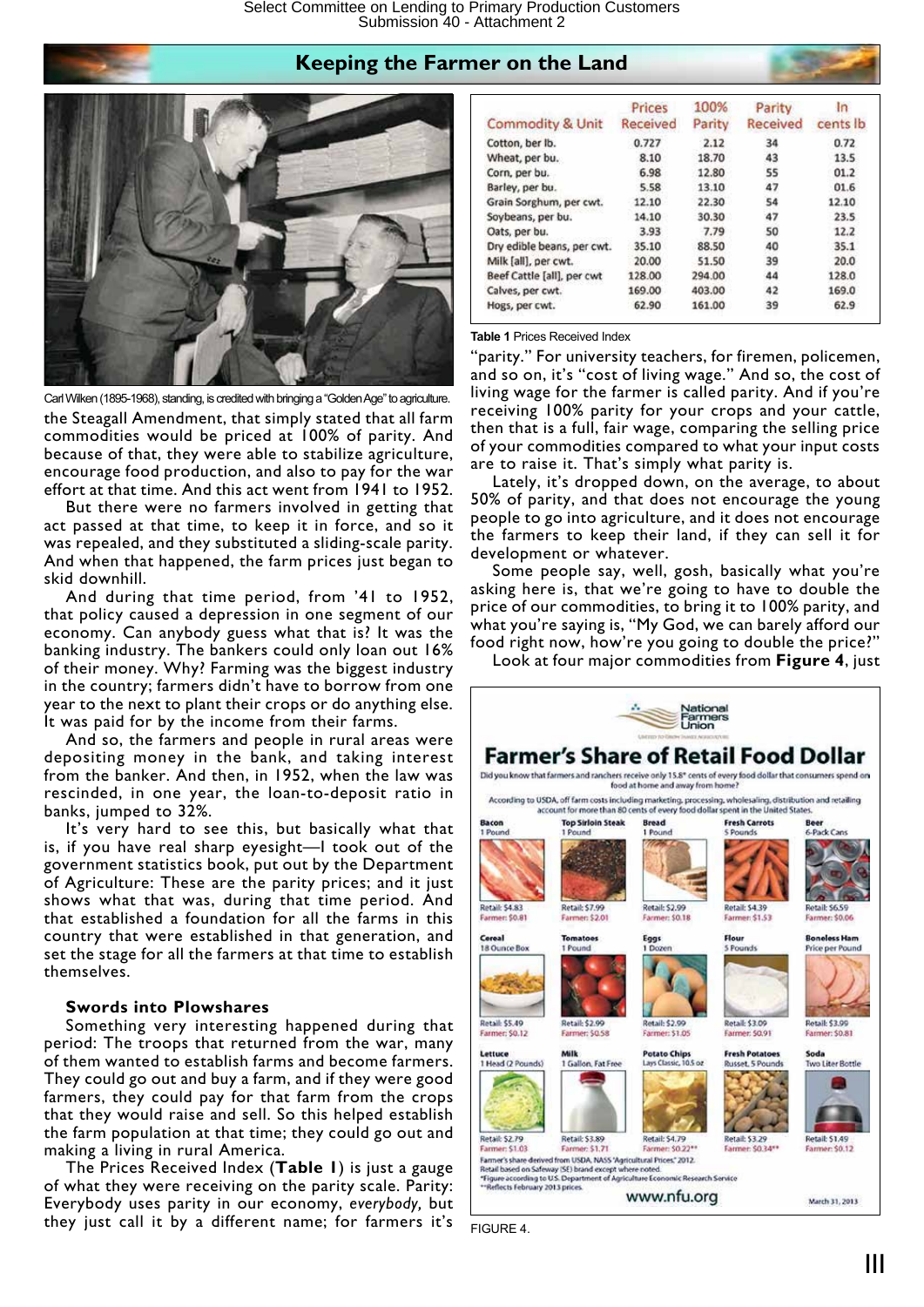## Keeping the Farmer on the Land

Carl Wilken (1895-1968), standing, is credited with bringing a "Golden Age" to agriculture.

the Steagall Amendment, that simply stated that all farm commodities would be priced at 100% of parity. And because of that, they were able to stabilize agriculture, encourage food production, and also to pay for the war effort at that time. And this act went from 1941 to 1952.

But there were no farmers involved in getting that act passed at that time, to keep it in force, and so it was repealed, and they substituted a sliding-scale parity. And when that happened, the farm prices just began to skid downhill.

And during that time period, from '41 to 1952, that policy caused a depression in one segment of our economy. Can anybody guess what that is? It was the banking industry. The bankers could only loan out 16% of their money. Why? Farming was the biggest industry in the country; farmers didn't have to borrow from one year to the next to plant their crops or do anything else. It was paid for by the income from their farms.

And so, the farmers and people in rural areas were depositing money in the bank, and taking interest from the banker. And then, in 1952, when the law was rescinded, in one year, the loan-to-deposit ratio in banks, jumped to 32%.

It's very hard to see this, but basically what that is, if you have real sharp eyesight—I took out of the government statistics book, put out by the Department of Agriculture: These are the parity prices; and it just shows what that was, during that time period. And that established a foundation for all the farms in this country that were established in that generation, and set the stage for all the farmers at that time to establish themselves.

### Swords into Plowshares

Something very interesting happened during that period: The troops that returned from the war, many of them wanted to establish farms and become farmers. They could go out and buy a farm, and if they were good farmers, they could pay for that farm from the crops that they would raise and sell. So this helped establish the farm population at that time; they could go out and making a living in rural America.

The Prices Received Index (**Table 1**) is just a gauge of what they were receiving on the parity scale. Parity: Everybody uses parity in our economy, *everybody,* but they just call it by a different name; for farmers it's

| Commodity & Unit | Prices Received | 100% Parity | Parity Received | In cents lb |
|---|---|---|---|---|
| Cotton, ber lb. | 0.727 | 2.12 | 34 | 0.72 |
| Wheat, per bu. | 8.10 | 18.70 | 43 | 13.5 |
| Corn, per bu. | 6.98 | 12.80 | 55 | 01.2 |
| Barley, per bu. | 5.58 | 13.10 | 47 | 01.6 |
| Grain Sorghum, per cwt. | 12.10 | 22.30 | 54 | 12.10 |
| Soybeans, per bu. | 14.10 | 30.30 | 47 | 23.5 |
| Oats, per bu. | 3.93 | 7.79 | 50 | 12.2 |
| Dry edible beans, per cwt. | 35.10 | 88.50 | 40 | 35.1 |
| Milk [all], per cwt. | 20.00 | 51.50 | 39 | 20.0 |
| Beef Cattle [all], per cwt | 128.00 | 294.00 | 44 | 128.0 |
| Calves, per cwt. | 169.00 | 403.00 | 42 | 169.0 |
| Hogs, per cwt. | 62.90 | 161.00 | 39 | 62.9 |

**Table 1** Prices Received Index

"parity." For university teachers, for firemen, policemen, and so on, it's "cost of living wage." And so, the cost of living wage for the farmer is called parity. And if you're receiving 100% parity for your crops and your cattle, then that is a full, fair wage, comparing the selling price of your commodities compared to what your input costs are to raise it. That's simply what parity is.

Lately, it's dropped down, on the average, to about 50% of parity, and that does not encourage the young people to go into agriculture, and it does not encourage the farmers to keep their land, if they can sell it for development or whatever.

Some people say, well, gosh, basically what you're asking here is, that we're going to have to double the price of our commodities, to bring it to 100% parity, and what you're saying is, "My God, we can barely afford our food right now, how're you going to double the price?"

Look at four major commodities from **Figure 4**, just

National Farmers Union

**Farmer's Share of Retail Food Dollar**

Did you know that farmers and ranchers receive only 15.8* cents of every food dollar that consumers spend on food at home and away from home?

According to USDA, off farm costs including marketing, processing, wholesaling, distribution and retailing account for more than 80 cents of every food dollar spent in the United States.

| Item | Retail | Farmer |
|---|---|---|
| Bacon, 1 Pound | $4.83 | $0.81 |
| Top Sirloin Steak, 1 Pound | $7.99 | $2.01 |
| Bread, 1 Pound | $2.99 | $0.18 |
| Fresh Carrots, 5 Pounds | $4.39 | $1.53 |
| Beer, 6-Pack Cans | $6.59 | $0.06 |
| Cereal, 18 Ounce Box | $5.49 | $0.12 |
| Tomatoes, 1 Pound | $2.99 | $0.58 |
| Eggs, 1 Dozen | $2.99 | $1.05 |
| Flour, 5 Pounds | $3.09 | $0.91 |
| Boneless Ham, Price per Pound | $3.99 | $0.81 |
| Lettuce, 1 Head (2 Pounds) | $2.79 | $1.03 |
| Milk, 1 Gallon, Fat Free | $3.89 | $1.71 |
| Potato Chips, Lays Classic, 10.5 oz | $4.79 | $0.22** |
| Fresh Potatoes, Russet, 5 Pounds | $3.29 | $0.34** |
| Soda, Two Liter Bottle | $1.49 | $0.12 |

Farmer's share derived from USDA, NASS "Agricultural Prices," 2012.
Retail based on Safeway (SE) brand except where noted.
*Figure according to U.S. Department of Agriculture Economic Research Service
**Reflects February 2013 prices.

www.nfu.org

March 31, 2013

FIGURE 4.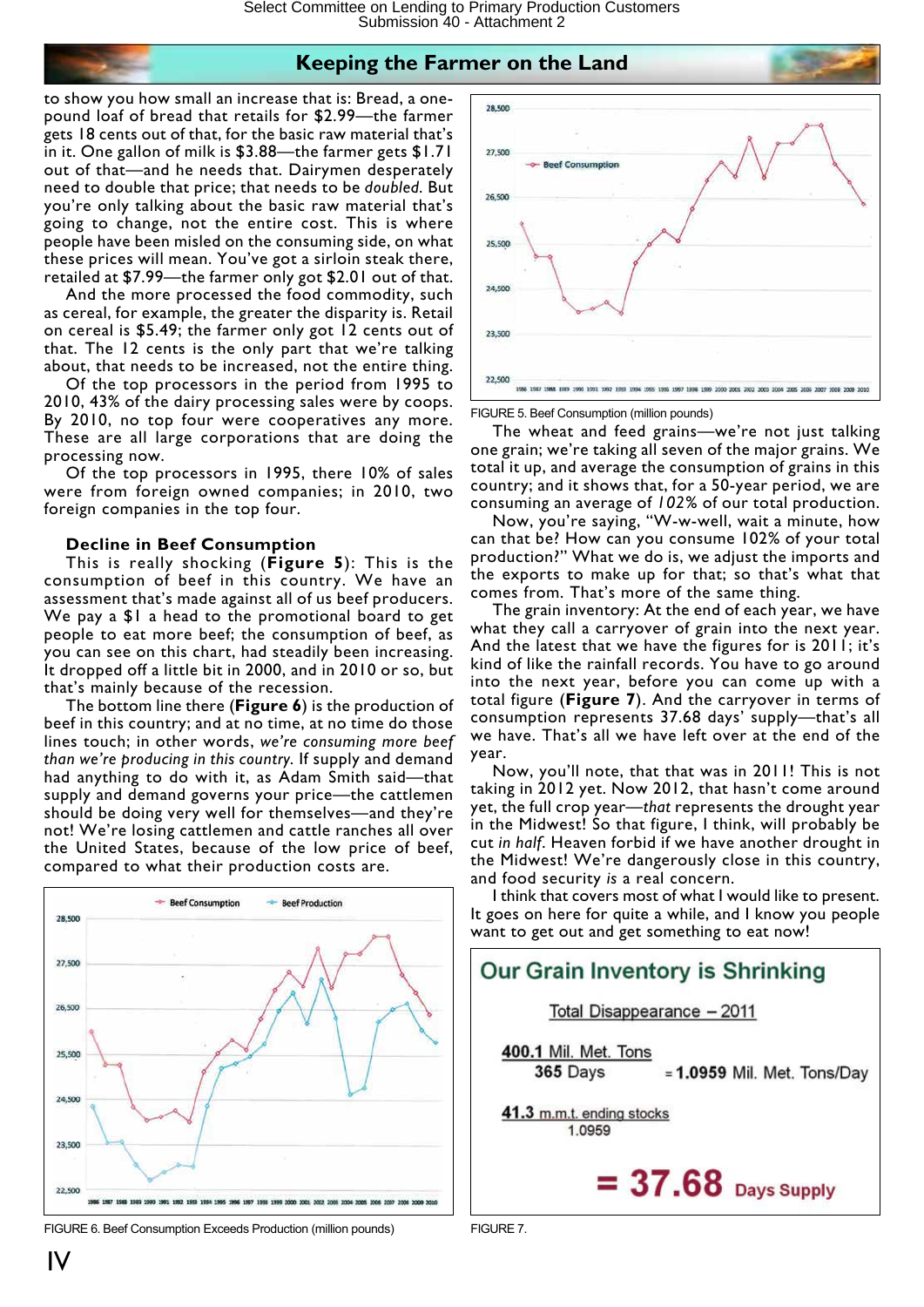## Keeping the Farmer on the Land

to show you how small an increase that is: Bread, a one-pound loaf of bread that retails for $2.99—the farmer gets 18 cents out of that, for the basic raw material that's in it. One gallon of milk is $3.88—the farmer gets $1.71 out of that—and he needs that. Dairymen desperately need to double that price; that needs to be *doubled*. But you're only talking about the basic raw material that's going to change, not the entire cost. This is where people have been misled on the consuming side, on what these prices will mean. You've got a sirloin steak there, retailed at $7.99—the farmer only got $2.01 out of that.

And the more processed the food commodity, such as cereal, for example, the greater the disparity is. Retail on cereal is $5.49; the farmer only got 12 cents out of that. The 12 cents is the only part that we're talking about, that needs to be increased, not the entire thing.

Of the top processors in the period from 1995 to 2010, 43% of the dairy processing sales were by coops. By 2010, no top four were cooperatives any more. These are all large corporations that are doing the processing now.

Of the top processors in 1995, there 10% of sales were from foreign owned companies; in 2010, two foreign companies in the top four.

### Decline in Beef Consumption

This is really shocking (**Figure 5**): This is the consumption of beef in this country. We have an assessment that's made against all of us beef producers. We pay a $1 a head to the promotional board to get people to eat more beef; the consumption of beef, as you can see on this chart, had steadily been increasing. It dropped off a little bit in 2000, and in 2010 or so, but that's mainly because of the recession.

The bottom line there (**Figure 6**) is the production of beef in this country; and at no time, at no time do those lines touch; in other words, *we're consuming more beef than we're producing in this country.* If supply and demand had anything to do with it, as Adam Smith said—that supply and demand governs your price—the cattlemen should be doing very well for themselves—and they're not! We're losing cattlemen and cattle ranches all over the United States, because of the low price of beef, compared to what their production costs are.

Beef Consumption — Beef Production

28,500
27,500
26,500
25,500
24,500
23,500
22,500

1986 1987 1988 1989 1990 1991 1992 1993 1994 1995 1996 1997 1998 1999 2000 2001 2002 2003 2004 2005 2006 2007 2008 2009 2010

FIGURE 6. Beef Consumption Exceeds Production (million pounds)

Beef Consumption

28,500
27,500
26,500
25,500
24,500
23,500
22,500

1986 1987 1988 1989 1990 1991 1992 1993 1994 1995 1996 1997 1998 1999 2000 2001 2002 2003 2004 2005 2006 2007 2008 2009 2010

FIGURE 5. Beef Consumption (million pounds)

The wheat and feed grains—we're not just talking one grain; we're taking all seven of the major grains. We total it up, and average the consumption of grains in this country; and it shows that, for a 50-year period, we are consuming an average of *102%* of our total production.

Now, you're saying, "W-w-well, wait a minute, how can that be? How can you consume 102% of your total production?" What we do is, we adjust the imports and the exports to make up for that; so that's what that comes from. That's more of the same thing.

The grain inventory: At the end of each year, we have what they call a carryover of grain into the next year. And the latest that we have the figures for is 2011; it's kind of like the rainfall records. You have to go around into the next year, before you can come up with a total figure (**Figure 7**). And the carryover in terms of consumption represents 37.68 days' supply—that's all we have. That's all we have left over at the end of the year.

Now, you'll note, that that was in 2011! This is not taking in 2012 yet. Now 2012, that hasn't come around yet, the full crop year—*that* represents the drought year in the Midwest! So that figure, I think, will probably be cut *in half*. Heaven forbid if we have another drought in the Midwest! We're dangerously close in this country, and food security *is* a real concern.

I think that covers most of what I would like to present. It goes on here for quite a while, and I know you people want to get out and get something to eat now!

Our Grain Inventory is Shrinking

Total Disappearance – 2011

400.1 Mil. Met. Tons / 365 Days = **1.0959** Mil. Met. Tons/Day

41.3 m.m.t. ending stocks / 1.0959

= **37.68** Days Supply

FIGURE 7.